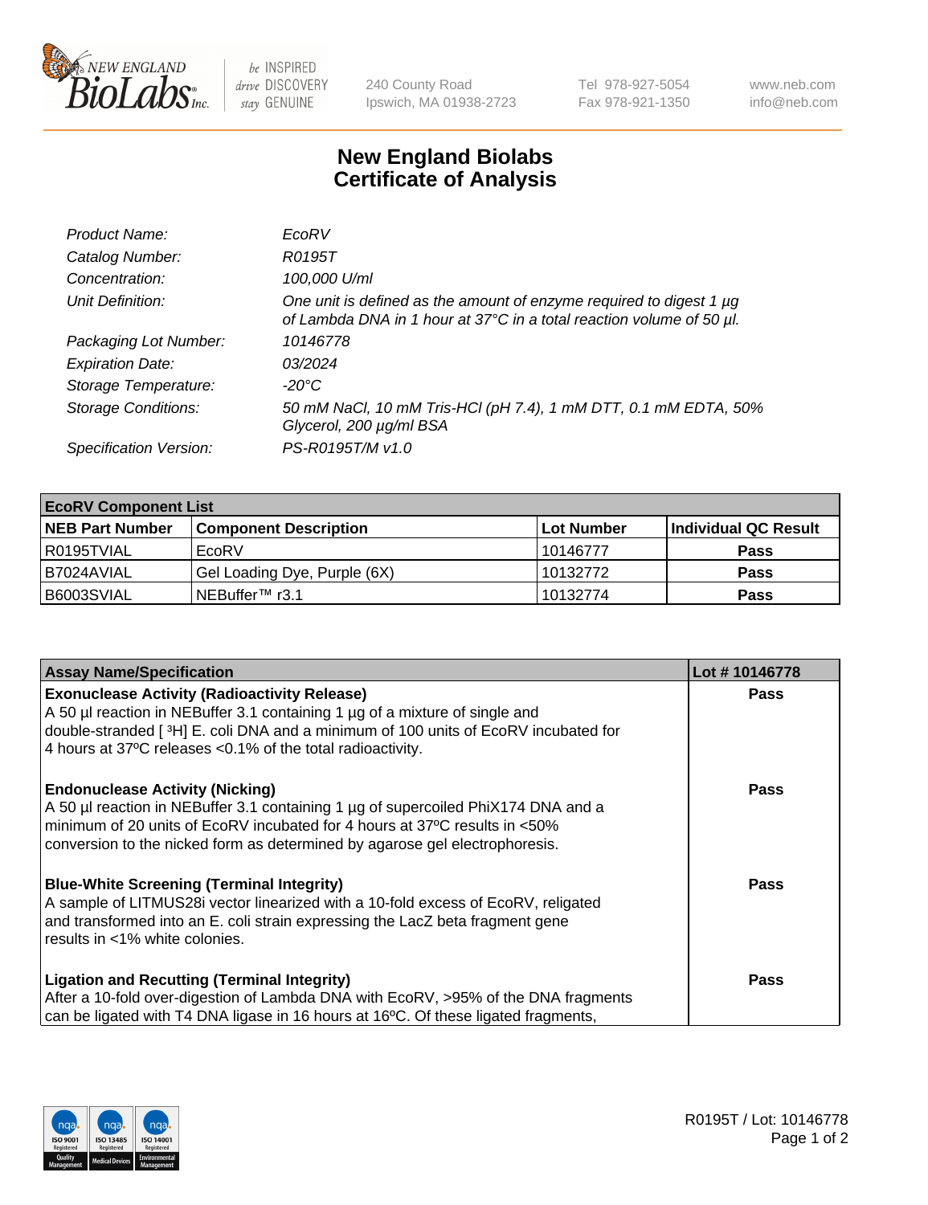# New England Biolabs Certificate of Analysis

| | |
|---|---|
| *Product Name:* | *EcoRV* |
| *Catalog Number:* | *R0195T* |
| *Concentration:* | *100,000 U/ml* |
| *Unit Definition:* | *One unit is defined as the amount of enzyme required to digest 1 µg of Lambda DNA in 1 hour at 37°C in a total reaction volume of 50 µl.* |
| *Packaging Lot Number:* | *10146778* |
| *Expiration Date:* | *03/2024* |
| *Storage Temperature:* | *-20°C* |
| *Storage Conditions:* | *50 mM NaCl, 10 mM Tris-HCl (pH 7.4), 1 mM DTT, 0.1 mM EDTA, 50% Glycerol, 200 µg/ml BSA* |
| *Specification Version:* | *PS-R0195T/M v1.0* |

| **EcoRV Component List** | | | |
|---|---|---|---|
| **NEB Part Number** | **Component Description** | **Lot Number** | **Individual QC Result** |
| R0195TVIAL | EcoRV | 10146777 | **Pass** |
| B7024AVIAL | Gel Loading Dye, Purple (6X) | 10132772 | **Pass** |
| B6003SVIAL | NEBuffer™ r3.1 | 10132774 | **Pass** |

| **Assay Name/Specification** | **Lot # 10146778** |
|---|---|
| **Exonuclease Activity (Radioactivity Release)**<br>A 50 µl reaction in NEBuffer 3.1 containing 1 µg of a mixture of single and double-stranded [ $^3$H] E. coli DNA and a minimum of 100 units of EcoRV incubated for 4 hours at 37ºC releases <0.1% of the total radioactivity. | **Pass** |
| **Endonuclease Activity (Nicking)**<br>A 50 µl reaction in NEBuffer 3.1 containing 1 µg of supercoiled PhiX174 DNA and a minimum of 20 units of EcoRV incubated for 4 hours at 37ºC results in <50% conversion to the nicked form as determined by agarose gel electrophoresis. | **Pass** |
| **Blue-White Screening (Terminal Integrity)**<br>A sample of LITMUS28i vector linearized with a 10-fold excess of EcoRV, religated and transformed into an E. coli strain expressing the LacZ beta fragment gene results in <1% white colonies. | **Pass** |
| **Ligation and Recutting (Terminal Integrity)**<br>After a 10-fold over-digestion of Lambda DNA with EcoRV, >95% of the DNA fragments can be ligated with T4 DNA ligase in 16 hours at 16ºC. Of these ligated fragments, | **Pass** |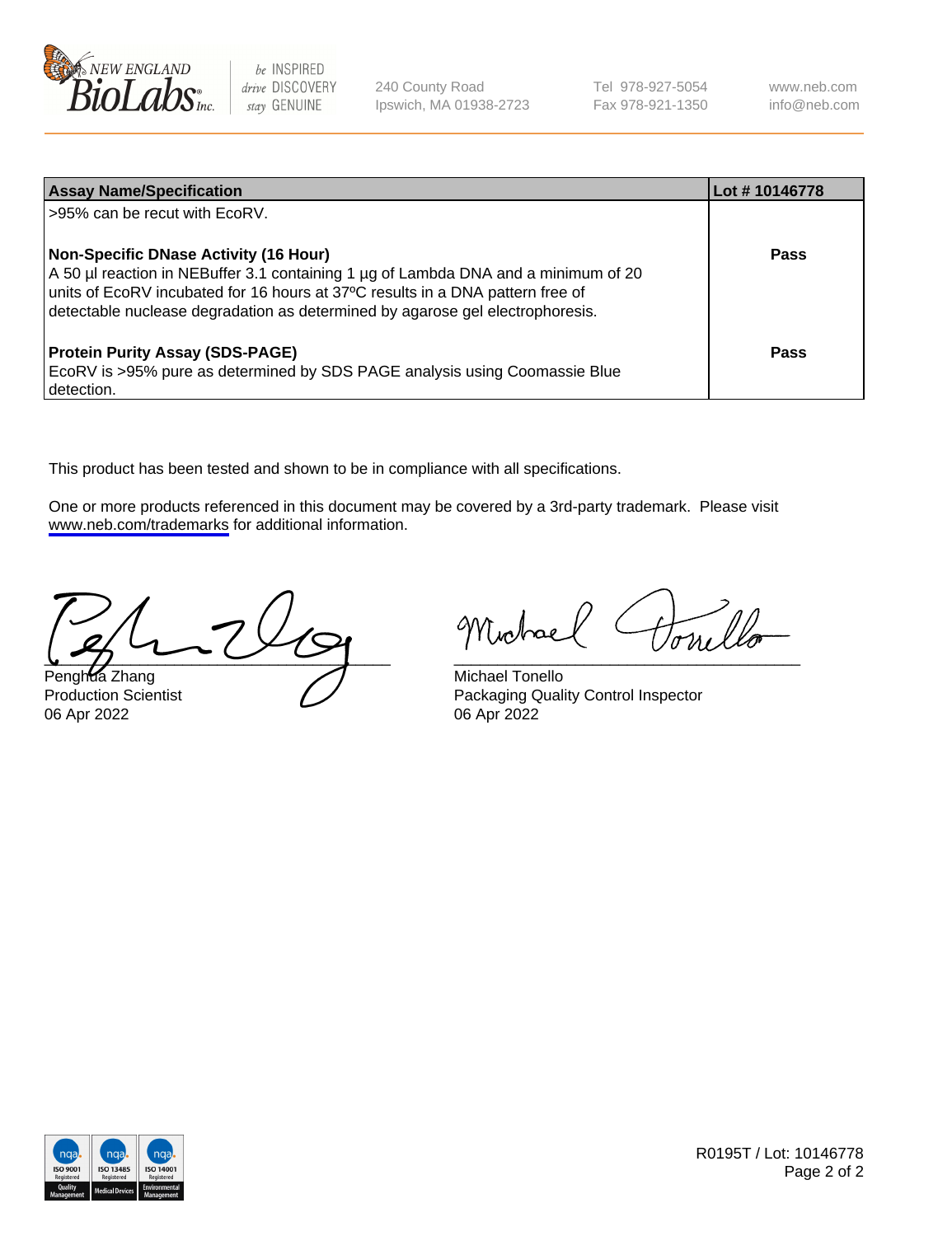| Assay Name/Specification | Lot # 10146778 |
|---|---|
| >95% can be recut with EcoRV. | |
| **Non-Specific DNase Activity (16 Hour)**<br>A 50 µl reaction in NEBuffer 3.1 containing 1 µg of Lambda DNA and a minimum of 20 units of EcoRV incubated for 16 hours at 37ºC results in a DNA pattern free of detectable nuclease degradation as determined by agarose gel electrophoresis. | **Pass** |
| **Protein Purity Assay (SDS-PAGE)**<br>EcoRV is >95% pure as determined by SDS PAGE analysis using Coomassie Blue detection. | **Pass** |

This product has been tested and shown to be in compliance with all specifications.

One or more products referenced in this document may be covered by a 3rd-party trademark. Please visit www.neb.com/trademarks for additional information.

Penghua Zhang
Production Scientist
06 Apr 2022

Michael Tonello
Packaging Quality Control Inspector
06 Apr 2022

R0195T / Lot: 10146778